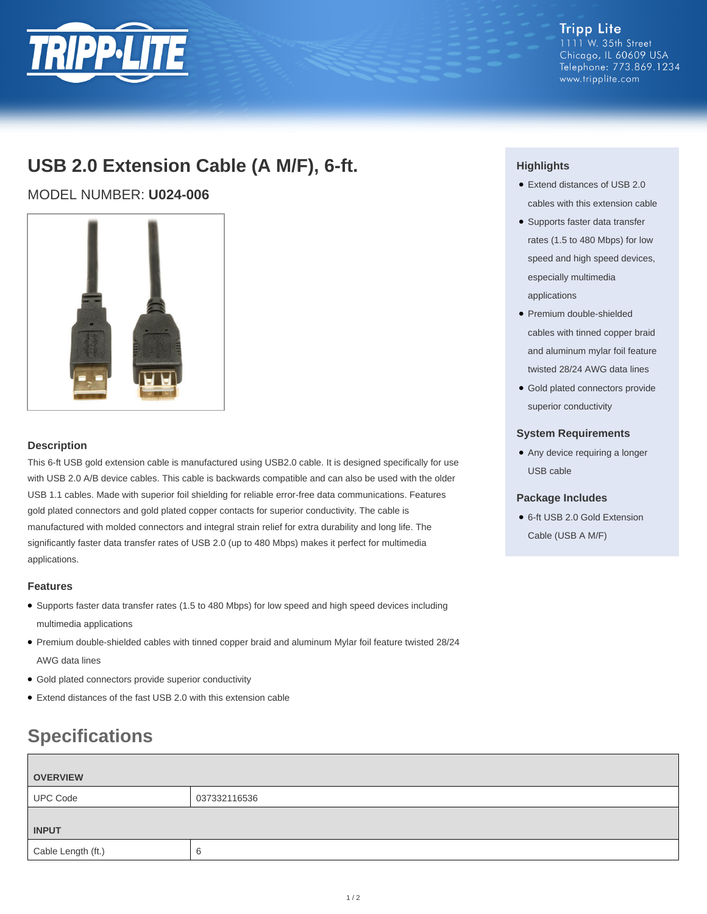Tripp Lite
1111 W. 35th Street
Chicago, IL 60609 USA
Telephone: 773.869.1234
www.tripplite.com

# USB 2.0 Extension Cable (A M/F), 6-ft.

MODEL NUMBER: **U024-006**

### Description

This 6-ft USB gold extension cable is manufactured using USB2.0 cable. It is designed specifically for use with USB 2.0 A/B device cables. This cable is backwards compatible and can also be used with the older USB 1.1 cables. Made with superior foil shielding for reliable error-free data communications. Features gold plated connectors and gold plated copper contacts for superior conductivity. The cable is manufactured with molded connectors and integral strain relief for extra durability and long life. The significantly faster data transfer rates of USB 2.0 (up to 480 Mbps) makes it perfect for multimedia applications.

### Features

- Supports faster data transfer rates (1.5 to 480 Mbps) for low speed and high speed devices including multimedia applications
- Premium double-shielded cables with tinned copper braid and aluminum Mylar foil feature twisted 28/24 AWG data lines
- Gold plated connectors provide superior conductivity
- Extend distances of the fast USB 2.0 with this extension cable

### Highlights

- Extend distances of USB 2.0 cables with this extension cable
- Supports faster data transfer rates (1.5 to 480 Mbps) for low speed and high speed devices, especially multimedia applications
- Premium double-shielded cables with tinned copper braid and aluminum mylar foil feature twisted 28/24 AWG data lines
- Gold plated connectors provide superior conductivity

### System Requirements

- Any device requiring a longer USB cable

### Package Includes

- 6-ft USB 2.0 Gold Extension Cable (USB A M/F)

## Specifications

| OVERVIEW | |
|---|---|
| UPC Code | 037332116536 |
| **INPUT** | |
| Cable Length (ft.) | 6 |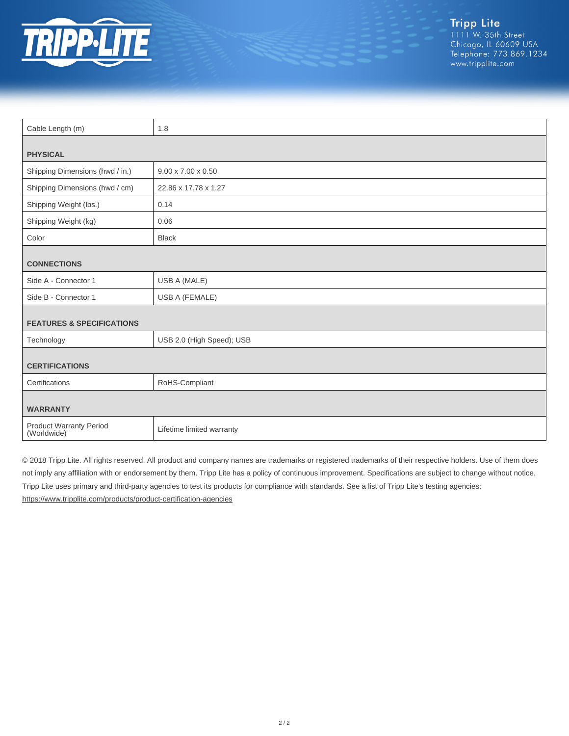| | |
|---|---|
| Cable Length (m) | 1.8 |
| **PHYSICAL** | |
| Shipping Dimensions (hwd / in.) | 9.00 x 7.00 x 0.50 |
| Shipping Dimensions (hwd / cm) | 22.86 x 17.78 x 1.27 |
| Shipping Weight (lbs.) | 0.14 |
| Shipping Weight (kg) | 0.06 |
| Color | Black |
| **CONNECTIONS** | |
| Side A - Connector 1 | USB A (MALE) |
| Side B - Connector 1 | USB A (FEMALE) |
| **FEATURES & SPECIFICATIONS** | |
| Technology | USB 2.0 (High Speed); USB |
| **CERTIFICATIONS** | |
| Certifications | RoHS-Compliant |
| **WARRANTY** | |
| Product Warranty Period (Worldwide) | Lifetime limited warranty |

© 2018 Tripp Lite. All rights reserved. All product and company names are trademarks or registered trademarks of their respective holders. Use of them does not imply any affiliation with or endorsement by them. Tripp Lite has a policy of continuous improvement. Specifications are subject to change without notice. Tripp Lite uses primary and third-party agencies to test its products for compliance with standards. See a list of Tripp Lite's testing agencies: https://www.tripplite.com/products/product-certification-agencies